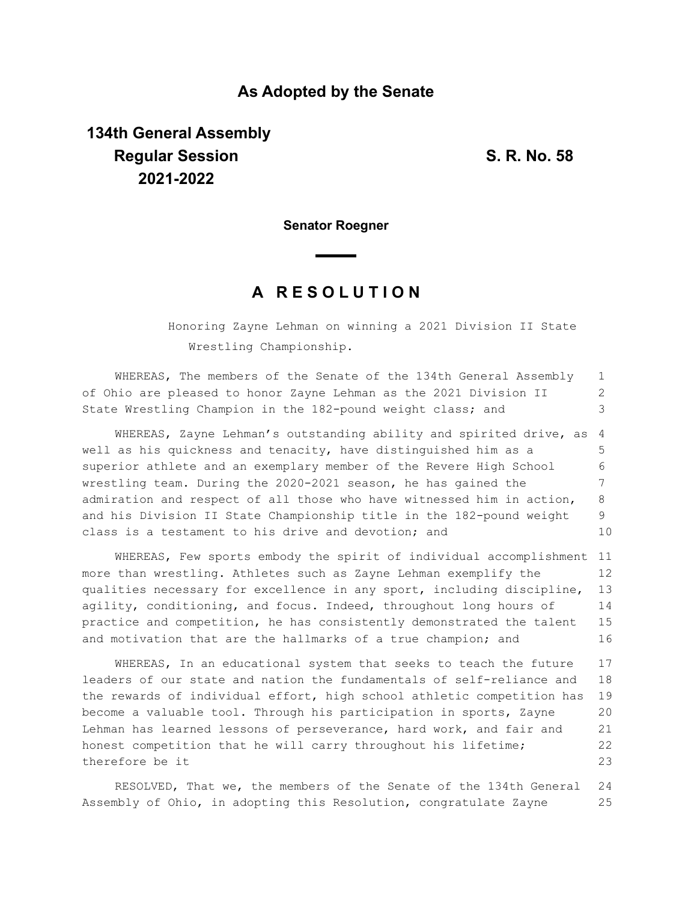## As Adopted by the Senate

**134th General Assembly**
**Regular Session**
**2021-2022**

**S. R. No. 58**

**Senator Roegner**

# A RESOLUTION

Honoring Zayne Lehman on winning a 2021 Division II State Wrestling Championship.

WHEREAS, The members of the Senate of the 134th General Assembly of Ohio are pleased to honor Zayne Lehman as the 2021 Division II State Wrestling Champion in the 182-pound weight class; and

WHEREAS, Zayne Lehman's outstanding ability and spirited drive, as well as his quickness and tenacity, have distinguished him as a superior athlete and an exemplary member of the Revere High School wrestling team. During the 2020-2021 season, he has gained the admiration and respect of all those who have witnessed him in action, and his Division II State Championship title in the 182-pound weight class is a testament to his drive and devotion; and

WHEREAS, Few sports embody the spirit of individual accomplishment more than wrestling. Athletes such as Zayne Lehman exemplify the qualities necessary for excellence in any sport, including discipline, agility, conditioning, and focus. Indeed, throughout long hours of practice and competition, he has consistently demonstrated the talent and motivation that are the hallmarks of a true champion; and

WHEREAS, In an educational system that seeks to teach the future leaders of our state and nation the fundamentals of self-reliance and the rewards of individual effort, high school athletic competition has become a valuable tool. Through his participation in sports, Zayne Lehman has learned lessons of perseverance, hard work, and fair and honest competition that he will carry throughout his lifetime; therefore be it

RESOLVED, That we, the members of the Senate of the 134th General Assembly of Ohio, in adopting this Resolution, congratulate Zayne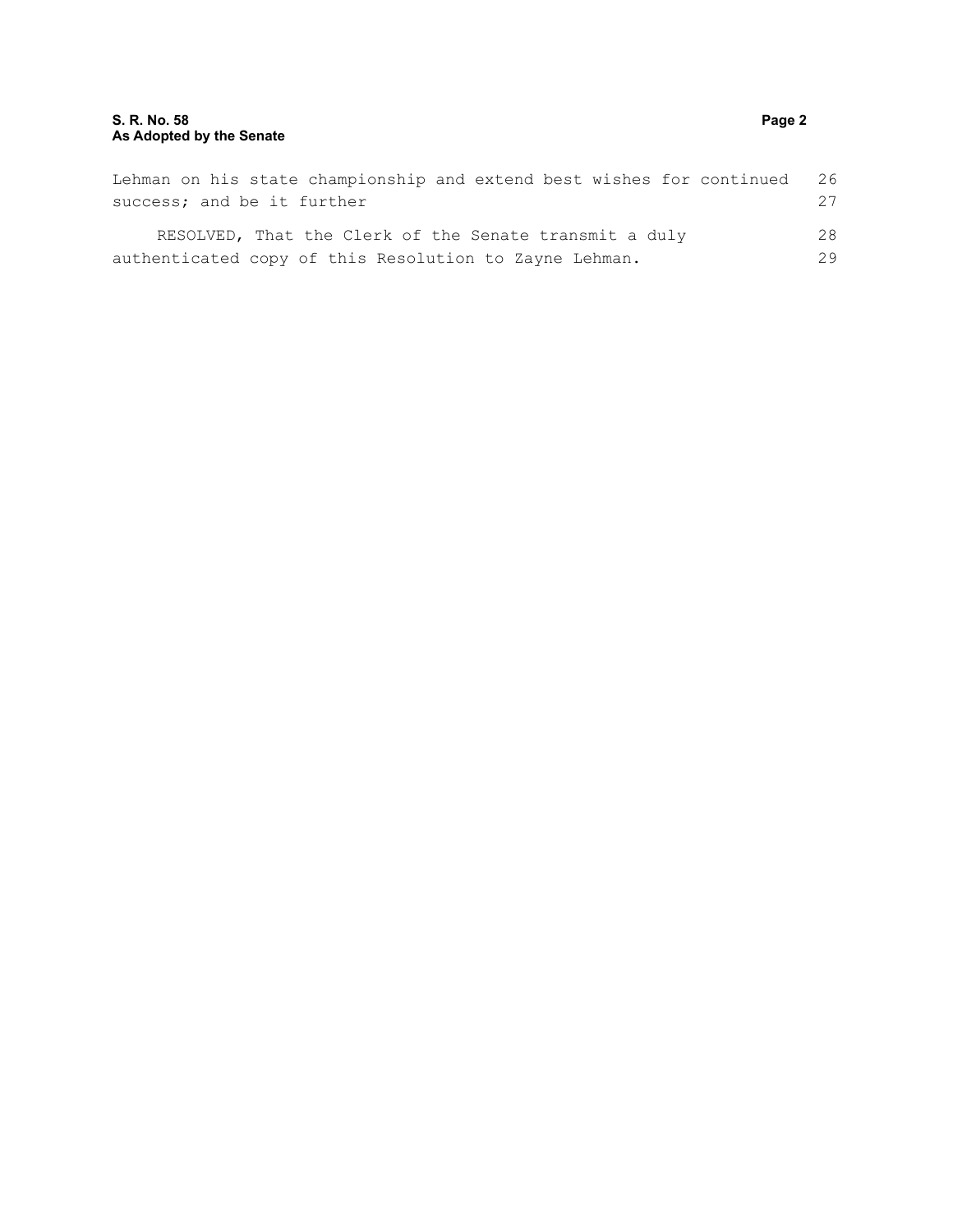Lehman on his state championship and extend best wishes for continued success; and be it further

RESOLVED, That the Clerk of the Senate transmit a duly authenticated copy of this Resolution to Zayne Lehman.